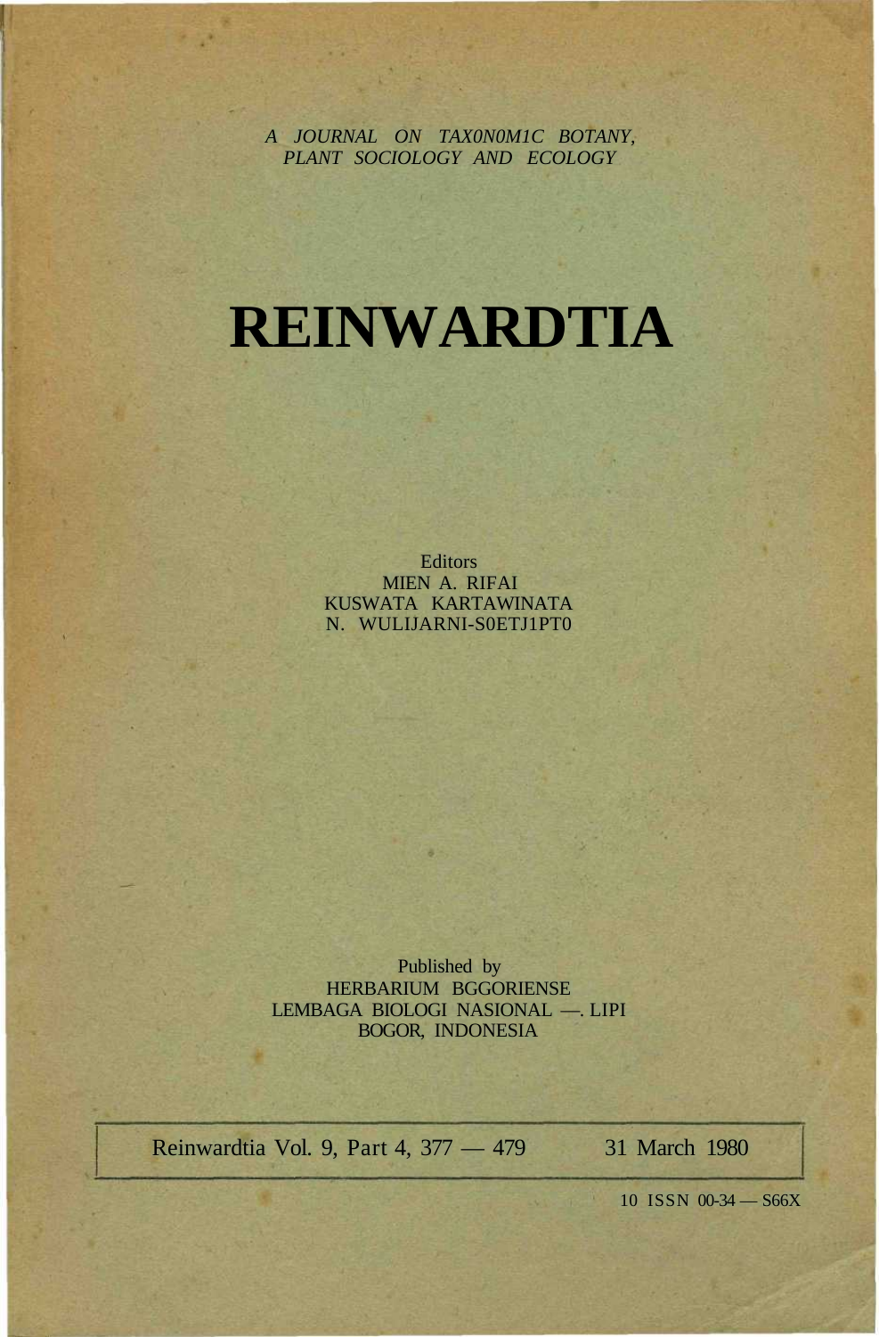*A JOURNAL ON TAX0N0M1C BOTANY, PLANT SOCIOLOGY AND ECOLOGY*

# REINWARDTIA

Editors
MIEN A. RIFAI
KUSWATA KARTAWINATA
N. WULIJARNI-S0ETJ1PT0

Published by
HERBARIUM BGGORIENSE
LEMBAGA BIOLOGI NASIONAL —. LIPI
BOGOR, INDONESIA

Reinwardtia Vol. 9, Part 4, 377 — 479    31 March 1980

10 ISSN 00-34 — S66X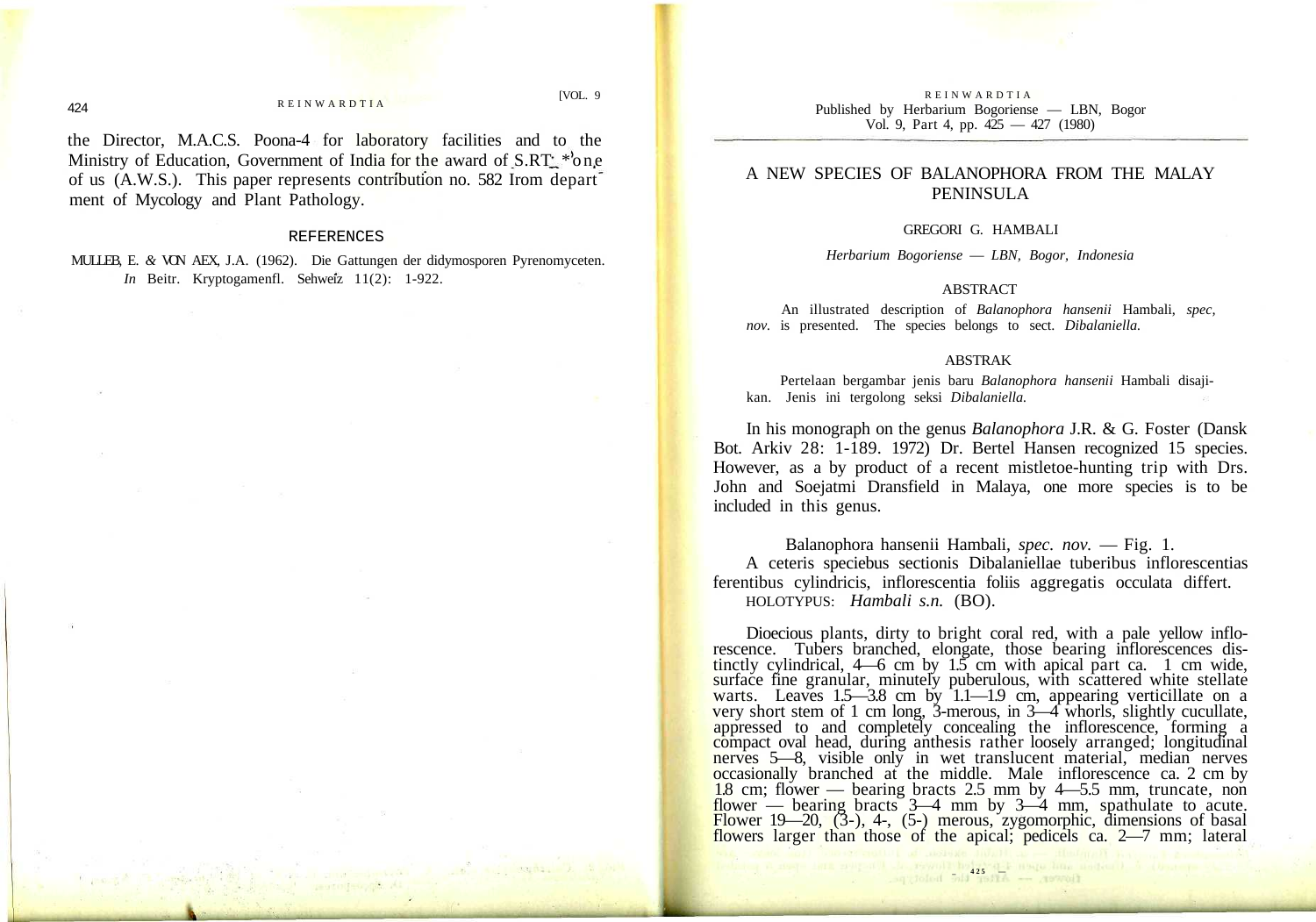the Director, M.A.C.S. Poona-4 for laboratory facilities and to the Ministry of Education, Government of India for the award of S.RT. *'one of us (A.W.S.). This paper represents contribution no. 582 from department of Mycology and Plant Pathology.

## REFERENCES

MULLEB, E. & VON AEX, J.A. (1962). Die Gattungen der didymosporen Pyrenomyceten. *In* Beitr. Kryptogamenfl. Sehweiz 11(2): 1-922.

REINWARDTIA
Published by Herbarium Bogoriense — LBN, Bogor
Vol. 9, Part 4, pp. 425 — 427 (1980)

# A NEW SPECIES OF BALANOPHORA FROM THE MALAY PENINSULA

GREGORI G. HAMBALI

*Herbarium Bogoriense — LBN, Bogor, Indonesia*

## ABSTRACT

An illustrated description of *Balanophora hansenii* Hambali, *spec, nov.* is presented. The species belongs to sect. *Dibalaniella.*

## ABSTRAK

Pertelaan bergambar jenis baru *Balanophora hansenii* Hambali disajikan. Jenis ini tergolong seksi *Dibalaniella.*

In his monograph on the genus *Balanophora* J.R. & G. Foster (Dansk Bot. Arkiv 28: 1-189. 1972) Dr. Bertel Hansen recognized 15 species. However, as a by product of a recent mistletoe-hunting trip with Drs. John and Soejatmi Dransfield in Malaya, one more species is to be included in this genus.

Balanophora hansenii Hambali, *spec. nov.* — Fig. 1.

A ceteris speciebus sectionis Dibalaniellae tuberibus inflorescentias ferentibus cylindricis, inflorescentia foliis aggregatis occulata differt.

HOLOTYPUS: *Hambali s.n.* (BO).

Dioecious plants, dirty to bright coral red, with a pale yellow inflorescence. Tubers branched, elongate, those bearing inflorescences distinctly cylindrical, 4—6 cm by 1.5 cm with apical part ca. 1 cm wide, surface fine granular, minutely puberulous, with scattered white stellate warts. Leaves 1.5—3.8 cm by 1.1—1.9 cm, appearing verticillate on a very short stem of 1 cm long, 3-merous, in 3—4 whorls, slightly cucullate, appressed to and completely concealing the inflorescence, forming a compact oval head, during anthesis rather loosely arranged; longitudinal nerves 5—8, visible only in wet translucent material, median nerves occasionally branched at the middle. Male inflorescence ca. 2 cm by 1.8 cm; flower — bearing bracts 2.5 mm by 4—5.5 mm, truncate, non flower — bearing bracts 3—4 mm by 3—4 mm, spathulate to acute. Flower 19—20, (3-), 4-, (5-) merous, zygomorphic, dimensions of basal flowers larger than those of the apical; pedicels ca. 2—7 mm; lateral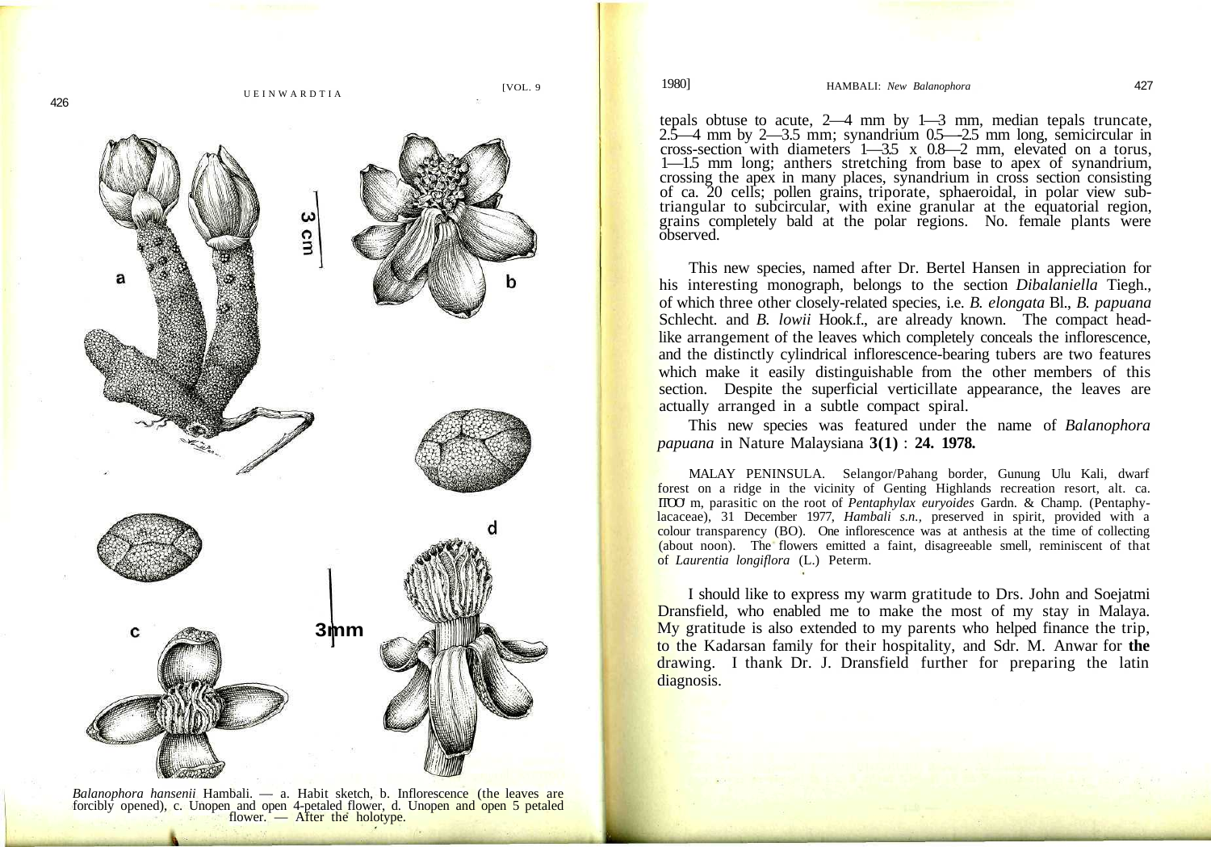*Balanophora hansenii* Hambali. — a. Habit sketch, b. Inflorescence (the leaves are forcibly opened), c. Unopen and open 4-petaled flower, d. Unopen and open 5 petaled flower. — After the holotype.

tepals obtuse to acute, 2—4 mm by 1—3 mm, median tepals truncate, 2.5—4 mm by 2—3.5 mm; synandrium 0.5—2.5 mm long, semicircular in cross-section with diameters 1—3.5 x 0.8—2 mm, elevated on a torus, 1—1.5 mm long; anthers stretching from base to apex of synandrium, crossing the apex in many places, synandrium in cross section consisting of ca. 20 cells; pollen grains, triporate, sphaeroidal, in polar view subtriangular to subcircular, with exine granular at the equatorial region, grains completely bald at the polar regions. No. female plants were observed.

This new species, named after Dr. Bertel Hansen in appreciation for his interesting monograph, belongs to the section *Dibalaniella* Tiegh., of which three other closely-related species, i.e. *B. elongata* Bl., *B. papuana* Schlecht. and *B. lowii* Hook.f., are already known. The compact head-like arrangement of the leaves which completely conceals the inflorescence, and the distinctly cylindrical inflorescence-bearing tubers are two features which make it easily distinguishable from the other members of this section. Despite the superficial verticillate appearance, the leaves are actually arranged in a subtle compact spiral.

This new species was featured under the name of *Balanophora papuana* in Nature Malaysiana **3(1)** : **24. 1978.**

MALAY PENINSULA. Selangor/Pahang border, Gunung Ulu Kali, dwarf forest on a ridge in the vicinity of Genting Highlands recreation resort, alt. ca. 1700 m, parasitic on the root of *Pentaphylax euryoides* Gardn. & Champ. (Pentaphylacaceae), 31 December 1977, *Hambali s.n.*, preserved in spirit, provided with a colour transparency (BO). One inflorescence was at anthesis at the time of collecting (about noon). The flowers emitted a faint, disagreeable smell, reminiscent of that of *Laurentia longiflora* (L.) Peterm.

I should like to express my warm gratitude to Drs. John and Soejatmi Dransfield, who enabled me to make the most of my stay in Malaya. My gratitude is also extended to my parents who helped finance the trip, to the Kadarsan family for their hospitality, and Sdr. M. Anwar for **the** drawing. I thank Dr. J. Dransfield further for preparing the latin diagnosis.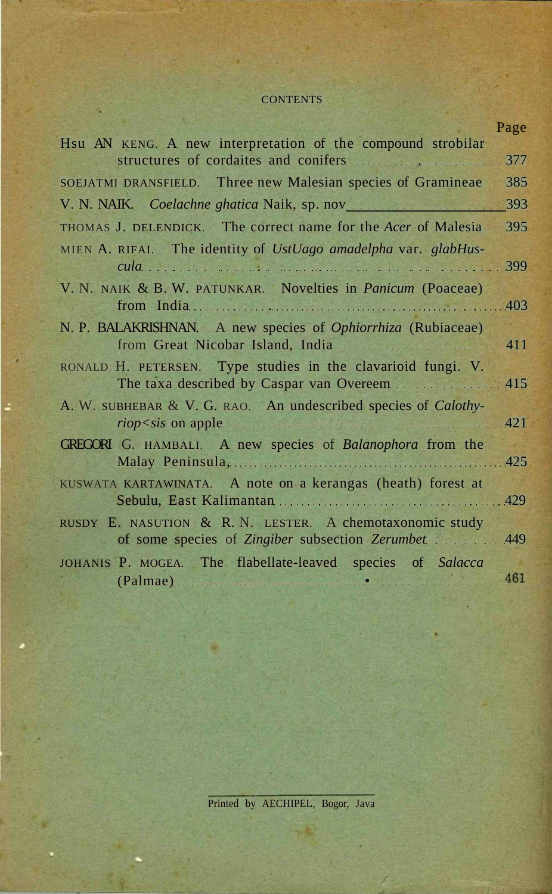# CONTENTS

| | Page |
|---|---|
| Hsu AN KENG. A new interpretation of the compound strobilar structures of cordaites and conifers | 377 |
| SOEJATMI DRANSFIELD. Three new Malesian species of Gramineae | 385 |
| V. N. NAIK. *Coelachne ghatica* Naik, sp. nov | 393 |
| THOMAS J. DELENDICK. The correct name for the *Acer* of Malesia | 395 |
| MIEN A. RIFAI. The identity of *UstUago amadelpha* var. *glabHuscula* | 399 |
| V. N. NAIK & B. W. PATUNKAR. Novelties in *Panicum* (Poaceae) from India | 403 |
| N. P. BALAKRISHNAN. A new species of *Ophiorrhiza* (Rubiaceae) from Great Nicobar Island, India | 411 |
| RONALD H. PETERSEN. Type studies in the clavarioid fungi. V. The taxa described by Caspar van Overeem | 415 |
| A. W. SUBHEBAR & V. G. RAO. An undescribed species of *Calothyriop<sis* on apple | 421 |
| GREGORI G. HAMBALI. A new species of *Balanophora* from the Malay Peninsula | 425 |
| KUSWATA KARTAWINATA. A note on a kerangas (heath) forest at Sebulu, East Kalimantan | 429 |
| RUSDY E. NASUTION & R. N. LESTER. A chemotaxonomic study of some species of *Zingiber* subsection *Zerumbet* | 449 |
| JOHANIS P. MOGEA. The flabellate-leaved species of *Salacca* (Palmae) | 461 |

Printed by AECHIPEL, Bogor, Java